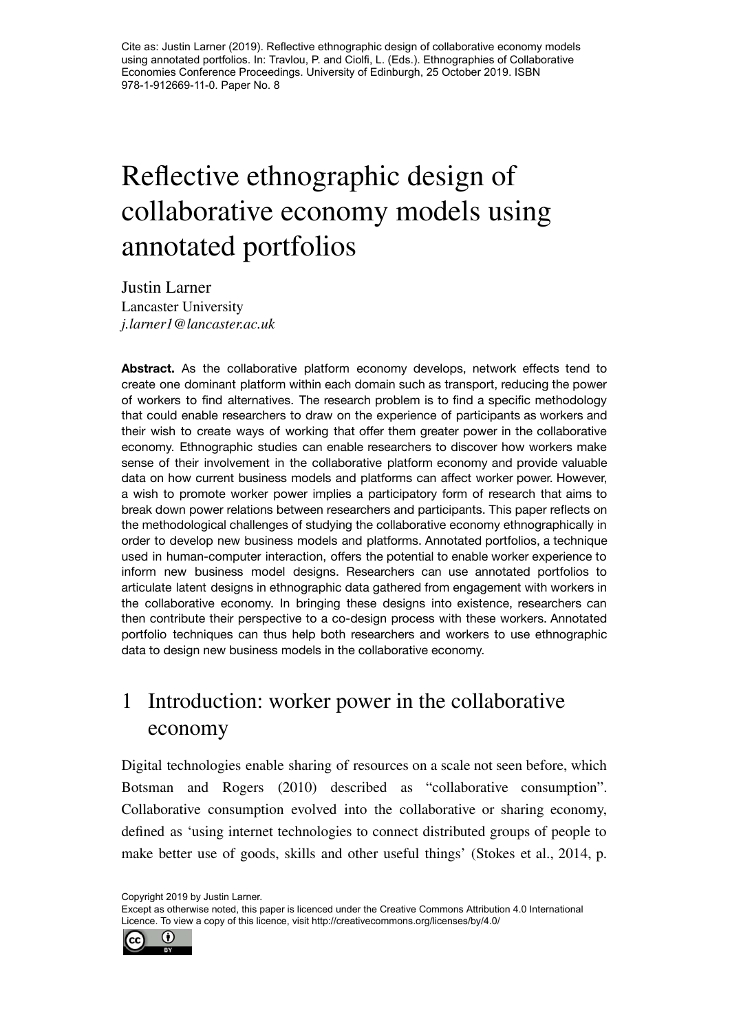Cite as: Justin Larner (2019). Reflective ethnographic design of collaborative economy models using annotated portfolios. In: Travlou, P. and Ciolfi, L. (Eds.). Ethnographies of Collaborative Economies Conference Proceedings. University of Edinburgh, 25 October 2019. ISBN 978-1-912669-11-0. Paper No. 8

# Reflective ethnographic design of collaborative economy models using annotated portfolios

Justin Larner
Lancaster University
*j.larner1@lancaster.ac.uk*

**Abstract.** As the collaborative platform economy develops, network effects tend to create one dominant platform within each domain such as transport, reducing the power of workers to find alternatives. The research problem is to find a specific methodology that could enable researchers to draw on the experience of participants as workers and their wish to create ways of working that offer them greater power in the collaborative economy. Ethnographic studies can enable researchers to discover how workers make sense of their involvement in the collaborative platform economy and provide valuable data on how current business models and platforms can affect worker power. However, a wish to promote worker power implies a participatory form of research that aims to break down power relations between researchers and participants. This paper reflects on the methodological challenges of studying the collaborative economy ethnographically in order to develop new business models and platforms. Annotated portfolios, a technique used in human-computer interaction, offers the potential to enable worker experience to inform new business model designs. Researchers can use annotated portfolios to articulate latent designs in ethnographic data gathered from engagement with workers in the collaborative economy. In bringing these designs into existence, researchers can then contribute their perspective to a co-design process with these workers. Annotated portfolio techniques can thus help both researchers and workers to use ethnographic data to design new business models in the collaborative economy.

## 1 Introduction: worker power in the collaborative economy

Digital technologies enable sharing of resources on a scale not seen before, which Botsman and Rogers (2010) described as "collaborative consumption". Collaborative consumption evolved into the collaborative or sharing economy, defined as 'using internet technologies to connect distributed groups of people to make better use of goods, skills and other useful things' (Stokes et al., 2014, p.

Copyright 2019 by Justin Larner.
Except as otherwise noted, this paper is licenced under the Creative Commons Attribution 4.0 International Licence. To view a copy of this licence, visit http://creativecommons.org/licenses/by/4.0/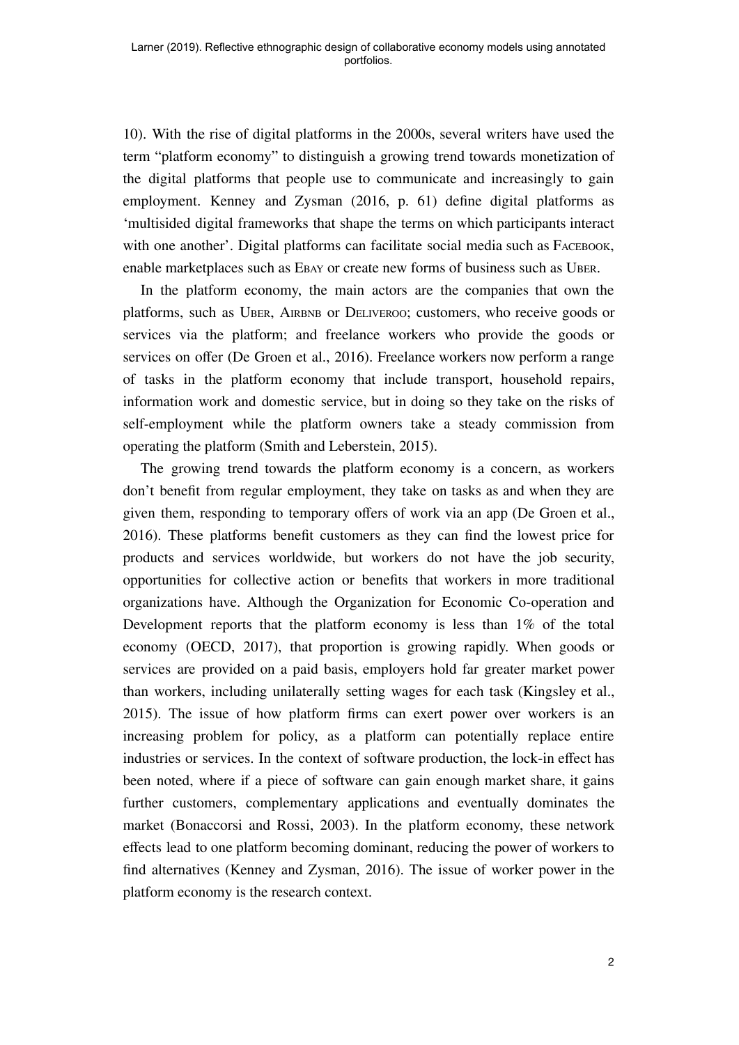10). With the rise of digital platforms in the 2000s, several writers have used the term "platform economy" to distinguish a growing trend towards monetization of the digital platforms that people use to communicate and increasingly to gain employment. Kenney and Zysman (2016, p. 61) define digital platforms as 'multisided digital frameworks that shape the terms on which participants interact with one another'. Digital platforms can facilitate social media such as FACEBOOK, enable marketplaces such as EBAY or create new forms of business such as UBER.

In the platform economy, the main actors are the companies that own the platforms, such as UBER, AIRBNB or DELIVEROO; customers, who receive goods or services via the platform; and freelance workers who provide the goods or services on offer (De Groen et al., 2016). Freelance workers now perform a range of tasks in the platform economy that include transport, household repairs, information work and domestic service, but in doing so they take on the risks of self-employment while the platform owners take a steady commission from operating the platform (Smith and Leberstein, 2015).

The growing trend towards the platform economy is a concern, as workers don't benefit from regular employment, they take on tasks as and when they are given them, responding to temporary offers of work via an app (De Groen et al., 2016). These platforms benefit customers as they can find the lowest price for products and services worldwide, but workers do not have the job security, opportunities for collective action or benefits that workers in more traditional organizations have. Although the Organization for Economic Co-operation and Development reports that the platform economy is less than 1% of the total economy (OECD, 2017), that proportion is growing rapidly. When goods or services are provided on a paid basis, employers hold far greater market power than workers, including unilaterally setting wages for each task (Kingsley et al., 2015). The issue of how platform firms can exert power over workers is an increasing problem for policy, as a platform can potentially replace entire industries or services. In the context of software production, the lock-in effect has been noted, where if a piece of software can gain enough market share, it gains further customers, complementary applications and eventually dominates the market (Bonaccorsi and Rossi, 2003). In the platform economy, these network effects lead to one platform becoming dominant, reducing the power of workers to find alternatives (Kenney and Zysman, 2016). The issue of worker power in the platform economy is the research context.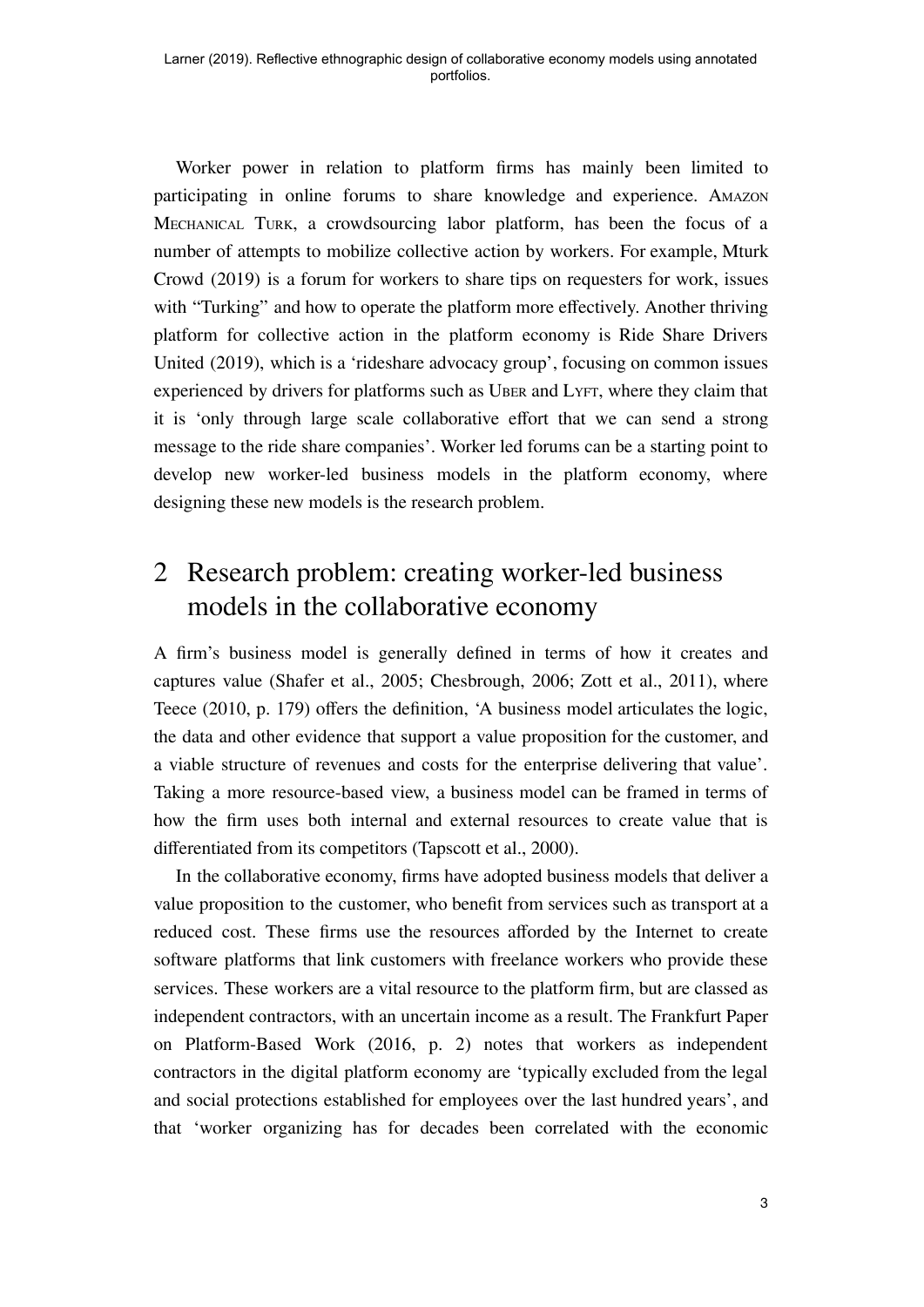Worker power in relation to platform firms has mainly been limited to participating in online forums to share knowledge and experience. AMAZON MECHANICAL TURK, a crowdsourcing labor platform, has been the focus of a number of attempts to mobilize collective action by workers. For example, Mturk Crowd (2019) is a forum for workers to share tips on requesters for work, issues with "Turking" and how to operate the platform more effectively. Another thriving platform for collective action in the platform economy is Ride Share Drivers United (2019), which is a 'rideshare advocacy group', focusing on common issues experienced by drivers for platforms such as UBER and LYFT, where they claim that it is 'only through large scale collaborative effort that we can send a strong message to the ride share companies'. Worker led forums can be a starting point to develop new worker-led business models in the platform economy, where designing these new models is the research problem.

## 2 Research problem: creating worker-led business models in the collaborative economy

A firm's business model is generally defined in terms of how it creates and captures value (Shafer et al., 2005; Chesbrough, 2006; Zott et al., 2011), where Teece (2010, p. 179) offers the definition, 'A business model articulates the logic, the data and other evidence that support a value proposition for the customer, and a viable structure of revenues and costs for the enterprise delivering that value'. Taking a more resource-based view, a business model can be framed in terms of how the firm uses both internal and external resources to create value that is differentiated from its competitors (Tapscott et al., 2000).

In the collaborative economy, firms have adopted business models that deliver a value proposition to the customer, who benefit from services such as transport at a reduced cost. These firms use the resources afforded by the Internet to create software platforms that link customers with freelance workers who provide these services. These workers are a vital resource to the platform firm, but are classed as independent contractors, with an uncertain income as a result. The Frankfurt Paper on Platform-Based Work (2016, p. 2) notes that workers as independent contractors in the digital platform economy are 'typically excluded from the legal and social protections established for employees over the last hundred years', and that 'worker organizing has for decades been correlated with the economic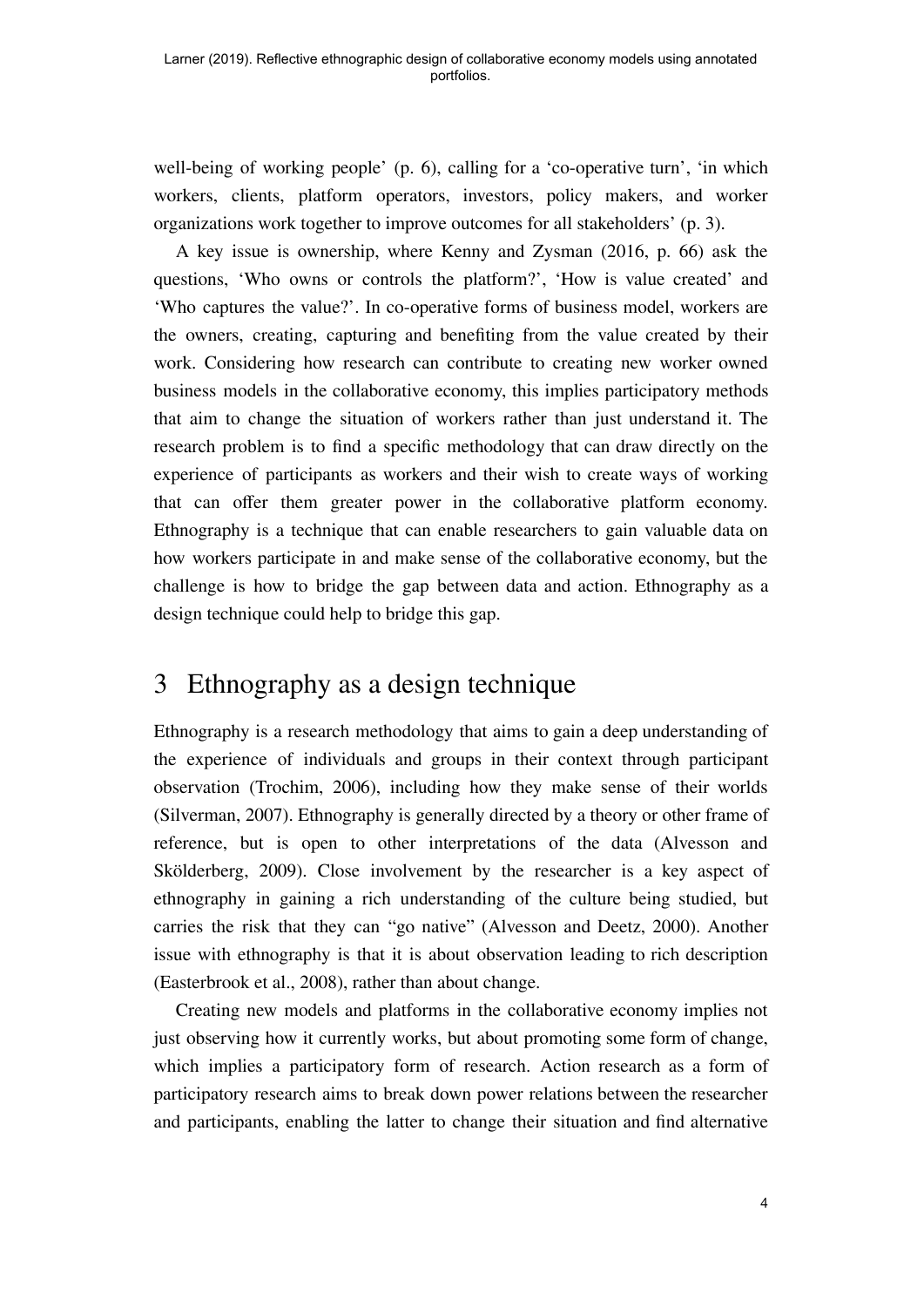well-being of working people' (p. 6), calling for a 'co-operative turn', 'in which workers, clients, platform operators, investors, policy makers, and worker organizations work together to improve outcomes for all stakeholders' (p. 3).

A key issue is ownership, where Kenny and Zysman (2016, p. 66) ask the questions, 'Who owns or controls the platform?', 'How is value created' and 'Who captures the value?'. In co-operative forms of business model, workers are the owners, creating, capturing and benefiting from the value created by their work. Considering how research can contribute to creating new worker owned business models in the collaborative economy, this implies participatory methods that aim to change the situation of workers rather than just understand it. The research problem is to find a specific methodology that can draw directly on the experience of participants as workers and their wish to create ways of working that can offer them greater power in the collaborative platform economy. Ethnography is a technique that can enable researchers to gain valuable data on how workers participate in and make sense of the collaborative economy, but the challenge is how to bridge the gap between data and action. Ethnography as a design technique could help to bridge this gap.

## 3 Ethnography as a design technique

Ethnography is a research methodology that aims to gain a deep understanding of the experience of individuals and groups in their context through participant observation (Trochim, 2006), including how they make sense of their worlds (Silverman, 2007). Ethnography is generally directed by a theory or other frame of reference, but is open to other interpretations of the data (Alvesson and Sköldberg, 2009). Close involvement by the researcher is a key aspect of ethnography in gaining a rich understanding of the culture being studied, but carries the risk that they can "go native" (Alvesson and Deetz, 2000). Another issue with ethnography is that it is about observation leading to rich description (Easterbrook et al., 2008), rather than about change.

Creating new models and platforms in the collaborative economy implies not just observing how it currently works, but about promoting some form of change, which implies a participatory form of research. Action research as a form of participatory research aims to break down power relations between the researcher and participants, enabling the latter to change their situation and find alternative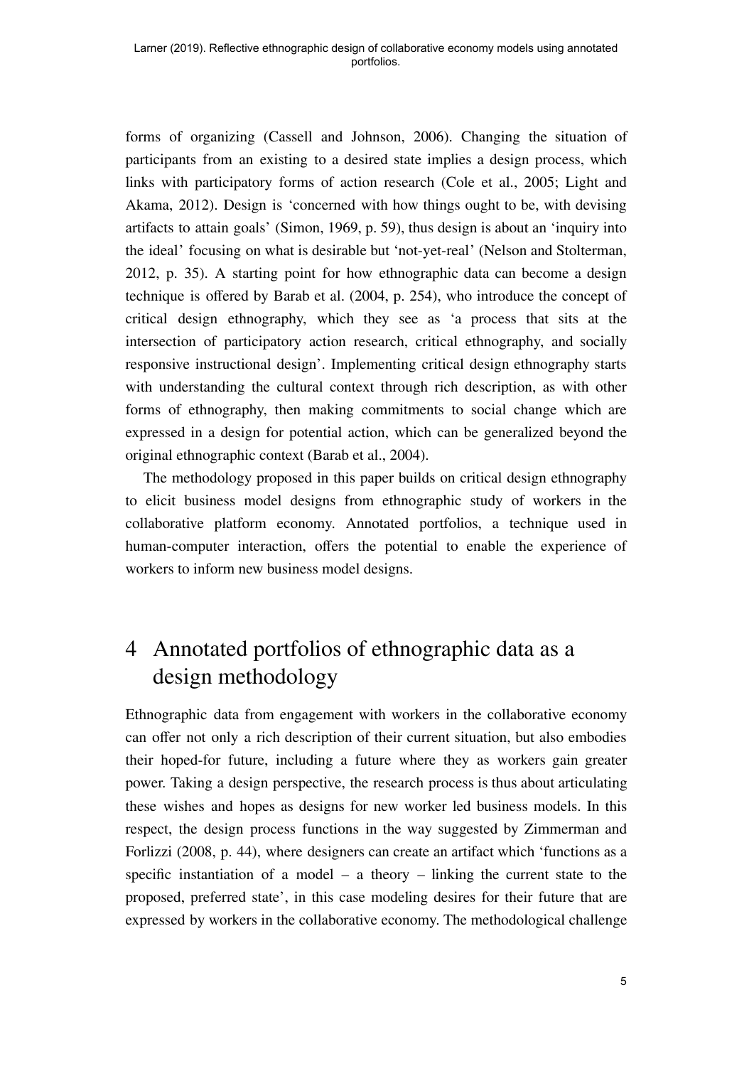forms of organizing (Cassell and Johnson, 2006). Changing the situation of participants from an existing to a desired state implies a design process, which links with participatory forms of action research (Cole et al., 2005; Light and Akama, 2012). Design is 'concerned with how things ought to be, with devising artifacts to attain goals' (Simon, 1969, p. 59), thus design is about an 'inquiry into the ideal' focusing on what is desirable but 'not-yet-real' (Nelson and Stolterman, 2012, p. 35). A starting point for how ethnographic data can become a design technique is offered by Barab et al. (2004, p. 254), who introduce the concept of critical design ethnography, which they see as 'a process that sits at the intersection of participatory action research, critical ethnography, and socially responsive instructional design'. Implementing critical design ethnography starts with understanding the cultural context through rich description, as with other forms of ethnography, then making commitments to social change which are expressed in a design for potential action, which can be generalized beyond the original ethnographic context (Barab et al., 2004).

The methodology proposed in this paper builds on critical design ethnography to elicit business model designs from ethnographic study of workers in the collaborative platform economy. Annotated portfolios, a technique used in human-computer interaction, offers the potential to enable the experience of workers to inform new business model designs.

## 4 Annotated portfolios of ethnographic data as a design methodology

Ethnographic data from engagement with workers in the collaborative economy can offer not only a rich description of their current situation, but also embodies their hoped-for future, including a future where they as workers gain greater power. Taking a design perspective, the research process is thus about articulating these wishes and hopes as designs for new worker led business models. In this respect, the design process functions in the way suggested by Zimmerman and Forlizzi (2008, p. 44), where designers can create an artifact which 'functions as a specific instantiation of a model – a theory – linking the current state to the proposed, preferred state', in this case modeling desires for their future that are expressed by workers in the collaborative economy. The methodological challenge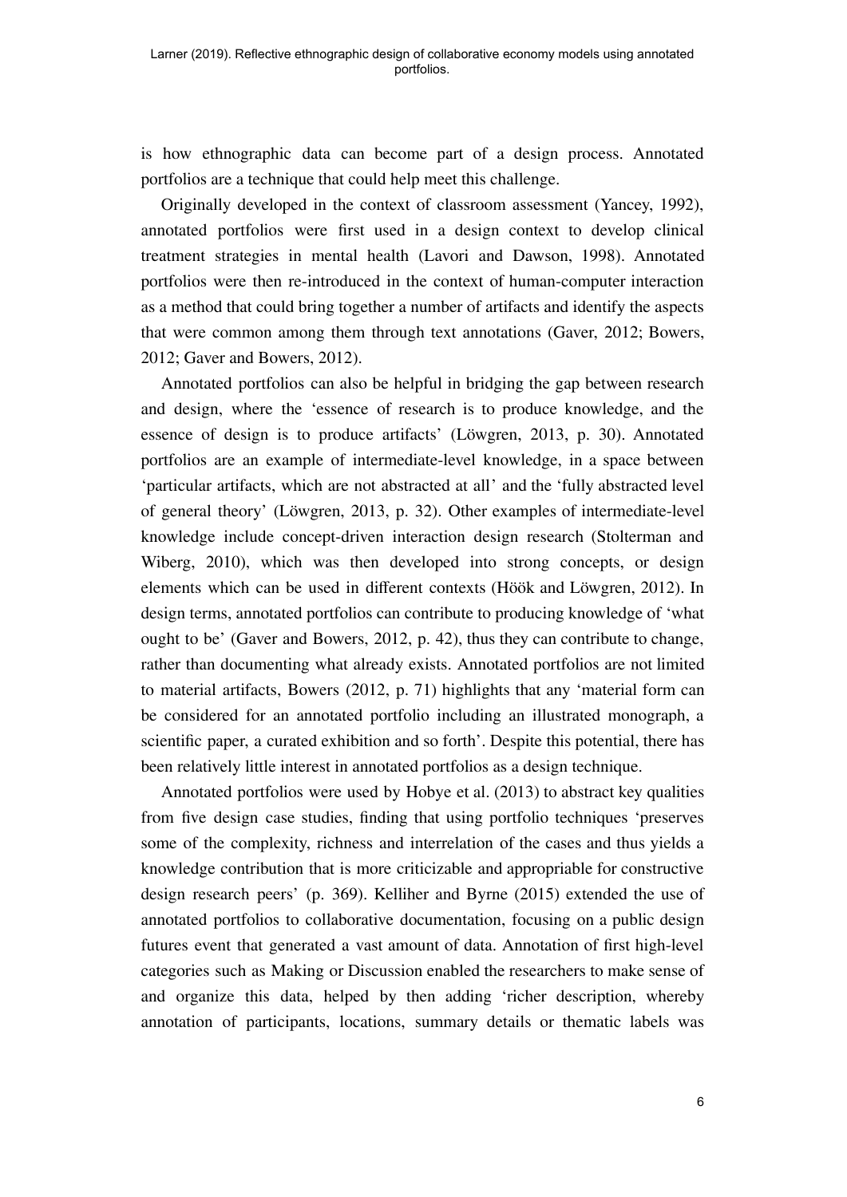is how ethnographic data can become part of a design process. Annotated portfolios are a technique that could help meet this challenge.

Originally developed in the context of classroom assessment (Yancey, 1992), annotated portfolios were first used in a design context to develop clinical treatment strategies in mental health (Lavori and Dawson, 1998). Annotated portfolios were then re-introduced in the context of human-computer interaction as a method that could bring together a number of artifacts and identify the aspects that were common among them through text annotations (Gaver, 2012; Bowers, 2012; Gaver and Bowers, 2012).

Annotated portfolios can also be helpful in bridging the gap between research and design, where the 'essence of research is to produce knowledge, and the essence of design is to produce artifacts' (Löwgren, 2013, p. 30). Annotated portfolios are an example of intermediate-level knowledge, in a space between 'particular artifacts, which are not abstracted at all' and the 'fully abstracted level of general theory' (Löwgren, 2013, p. 32). Other examples of intermediate-level knowledge include concept-driven interaction design research (Stolterman and Wiberg, 2010), which was then developed into strong concepts, or design elements which can be used in different contexts (Höök and Löwgren, 2012). In design terms, annotated portfolios can contribute to producing knowledge of 'what ought to be' (Gaver and Bowers, 2012, p. 42), thus they can contribute to change, rather than documenting what already exists. Annotated portfolios are not limited to material artifacts, Bowers (2012, p. 71) highlights that any 'material form can be considered for an annotated portfolio including an illustrated monograph, a scientific paper, a curated exhibition and so forth'. Despite this potential, there has been relatively little interest in annotated portfolios as a design technique.

Annotated portfolios were used by Hobye et al. (2013) to abstract key qualities from five design case studies, finding that using portfolio techniques 'preserves some of the complexity, richness and interrelation of the cases and thus yields a knowledge contribution that is more criticizable and appropriable for constructive design research peers' (p. 369). Kelliher and Byrne (2015) extended the use of annotated portfolios to collaborative documentation, focusing on a public design futures event that generated a vast amount of data. Annotation of first high-level categories such as Making or Discussion enabled the researchers to make sense of and organize this data, helped by then adding 'richer description, whereby annotation of participants, locations, summary details or thematic labels was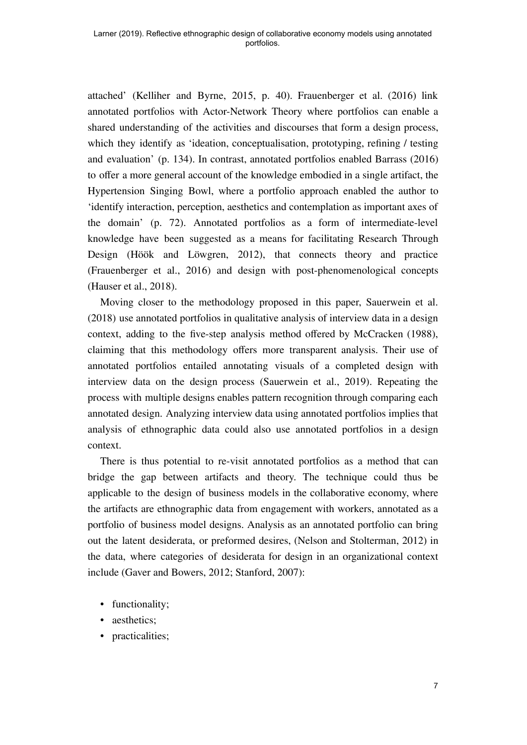attached' (Kelliher and Byrne, 2015, p. 40). Frauenberger et al. (2016) link annotated portfolios with Actor-Network Theory where portfolios can enable a shared understanding of the activities and discourses that form a design process, which they identify as 'ideation, conceptualisation, prototyping, refining / testing and evaluation' (p. 134). In contrast, annotated portfolios enabled Barrass (2016) to offer a more general account of the knowledge embodied in a single artifact, the Hypertension Singing Bowl, where a portfolio approach enabled the author to 'identify interaction, perception, aesthetics and contemplation as important axes of the domain' (p. 72). Annotated portfolios as a form of intermediate-level knowledge have been suggested as a means for facilitating Research Through Design (Höök and Löwgren, 2012), that connects theory and practice (Frauenberger et al., 2016) and design with post-phenomenological concepts (Hauser et al., 2018).

Moving closer to the methodology proposed in this paper, Sauerwein et al. (2018) use annotated portfolios in qualitative analysis of interview data in a design context, adding to the five-step analysis method offered by McCracken (1988), claiming that this methodology offers more transparent analysis. Their use of annotated portfolios entailed annotating visuals of a completed design with interview data on the design process (Sauerwein et al., 2019). Repeating the process with multiple designs enables pattern recognition through comparing each annotated design. Analyzing interview data using annotated portfolios implies that analysis of ethnographic data could also use annotated portfolios in a design context.

There is thus potential to re-visit annotated portfolios as a method that can bridge the gap between artifacts and theory. The technique could thus be applicable to the design of business models in the collaborative economy, where the artifacts are ethnographic data from engagement with workers, annotated as a portfolio of business model designs. Analysis as an annotated portfolio can bring out the latent desiderata, or preformed desires, (Nelson and Stolterman, 2012) in the data, where categories of desiderata for design in an organizational context include (Gaver and Bowers, 2012; Stanford, 2007):

- functionality;
- aesthetics;
- practicalities;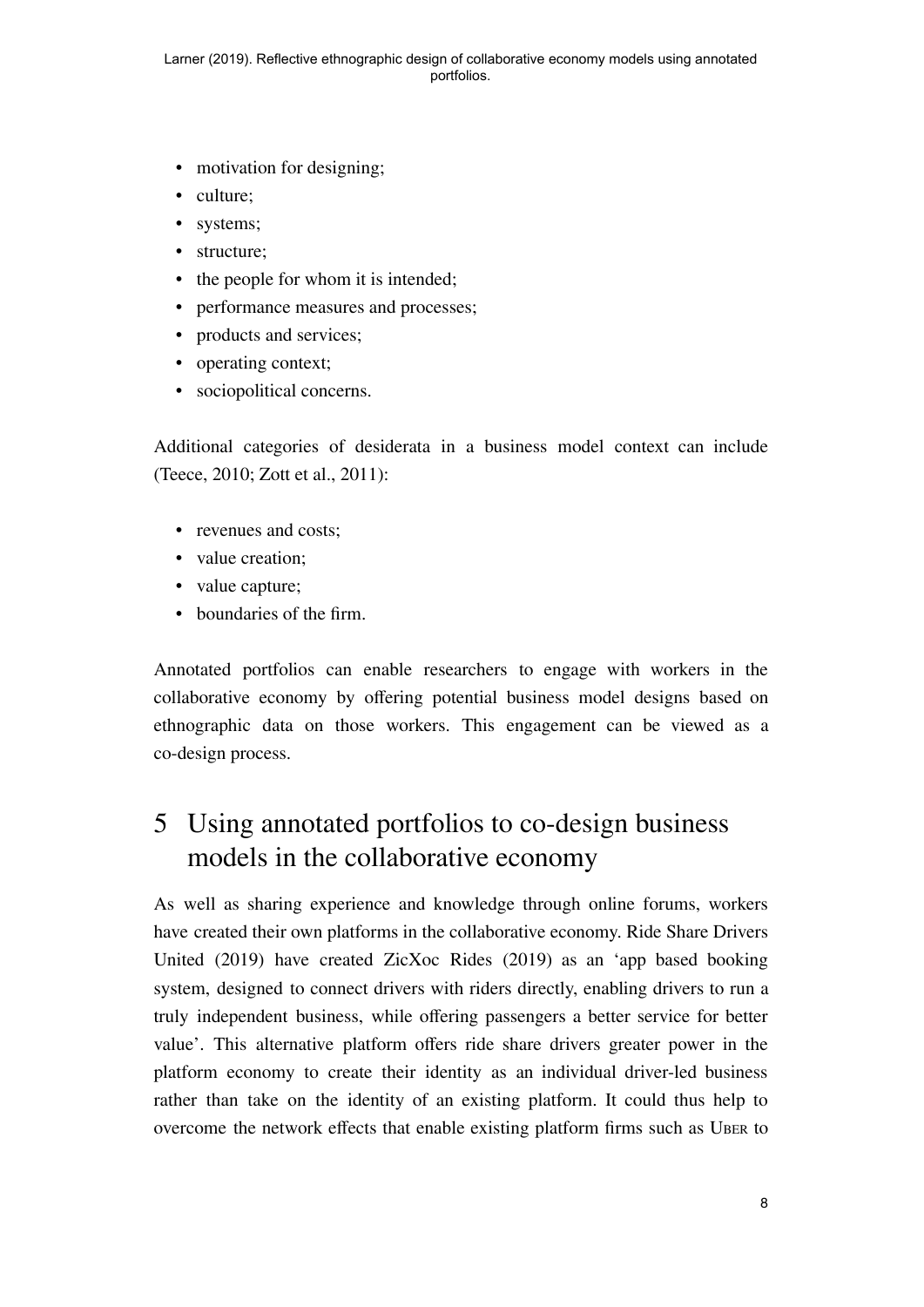- motivation for designing;
- culture;
- systems;
- structure;
- the people for whom it is intended;
- performance measures and processes;
- products and services;
- operating context;
- sociopolitical concerns.

Additional categories of desiderata in a business model context can include (Teece, 2010; Zott et al., 2011):

- revenues and costs;
- value creation;
- value capture;
- boundaries of the firm.

Annotated portfolios can enable researchers to engage with workers in the collaborative economy by offering potential business model designs based on ethnographic data on those workers. This engagement can be viewed as a co-design process.

## 5 Using annotated portfolios to co-design business models in the collaborative economy

As well as sharing experience and knowledge through online forums, workers have created their own platforms in the collaborative economy. Ride Share Drivers United (2019) have created ZicXoc Rides (2019) as an 'app based booking system, designed to connect drivers with riders directly, enabling drivers to run a truly independent business, while offering passengers a better service for better value'. This alternative platform offers ride share drivers greater power in the platform economy to create their identity as an individual driver-led business rather than take on the identity of an existing platform. It could thus help to overcome the network effects that enable existing platform firms such as Uber to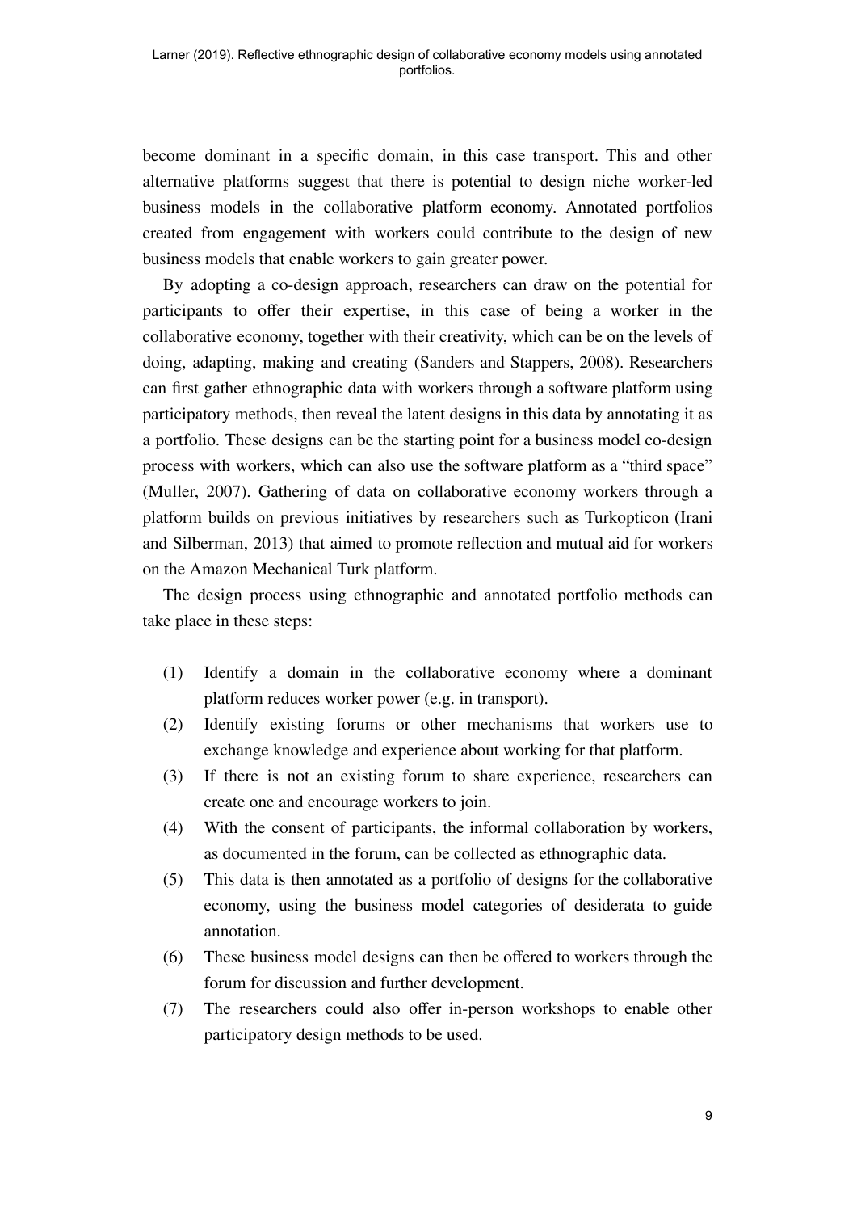become dominant in a specific domain, in this case transport. This and other alternative platforms suggest that there is potential to design niche worker-led business models in the collaborative platform economy. Annotated portfolios created from engagement with workers could contribute to the design of new business models that enable workers to gain greater power.

By adopting a co-design approach, researchers can draw on the potential for participants to offer their expertise, in this case of being a worker in the collaborative economy, together with their creativity, which can be on the levels of doing, adapting, making and creating (Sanders and Stappers, 2008). Researchers can first gather ethnographic data with workers through a software platform using participatory methods, then reveal the latent designs in this data by annotating it as a portfolio. These designs can be the starting point for a business model co-design process with workers, which can also use the software platform as a "third space" (Muller, 2007). Gathering of data on collaborative economy workers through a platform builds on previous initiatives by researchers such as Turkopticon (Irani and Silberman, 2013) that aimed to promote reflection and mutual aid for workers on the Amazon Mechanical Turk platform.

The design process using ethnographic and annotated portfolio methods can take place in these steps:

(1) Identify a domain in the collaborative economy where a dominant platform reduces worker power (e.g. in transport).

(2) Identify existing forums or other mechanisms that workers use to exchange knowledge and experience about working for that platform.

(3) If there is not an existing forum to share experience, researchers can create one and encourage workers to join.

(4) With the consent of participants, the informal collaboration by workers, as documented in the forum, can be collected as ethnographic data.

(5) This data is then annotated as a portfolio of designs for the collaborative economy, using the business model categories of desiderata to guide annotation.

(6) These business model designs can then be offered to workers through the forum for discussion and further development.

(7) The researchers could also offer in-person workshops to enable other participatory design methods to be used.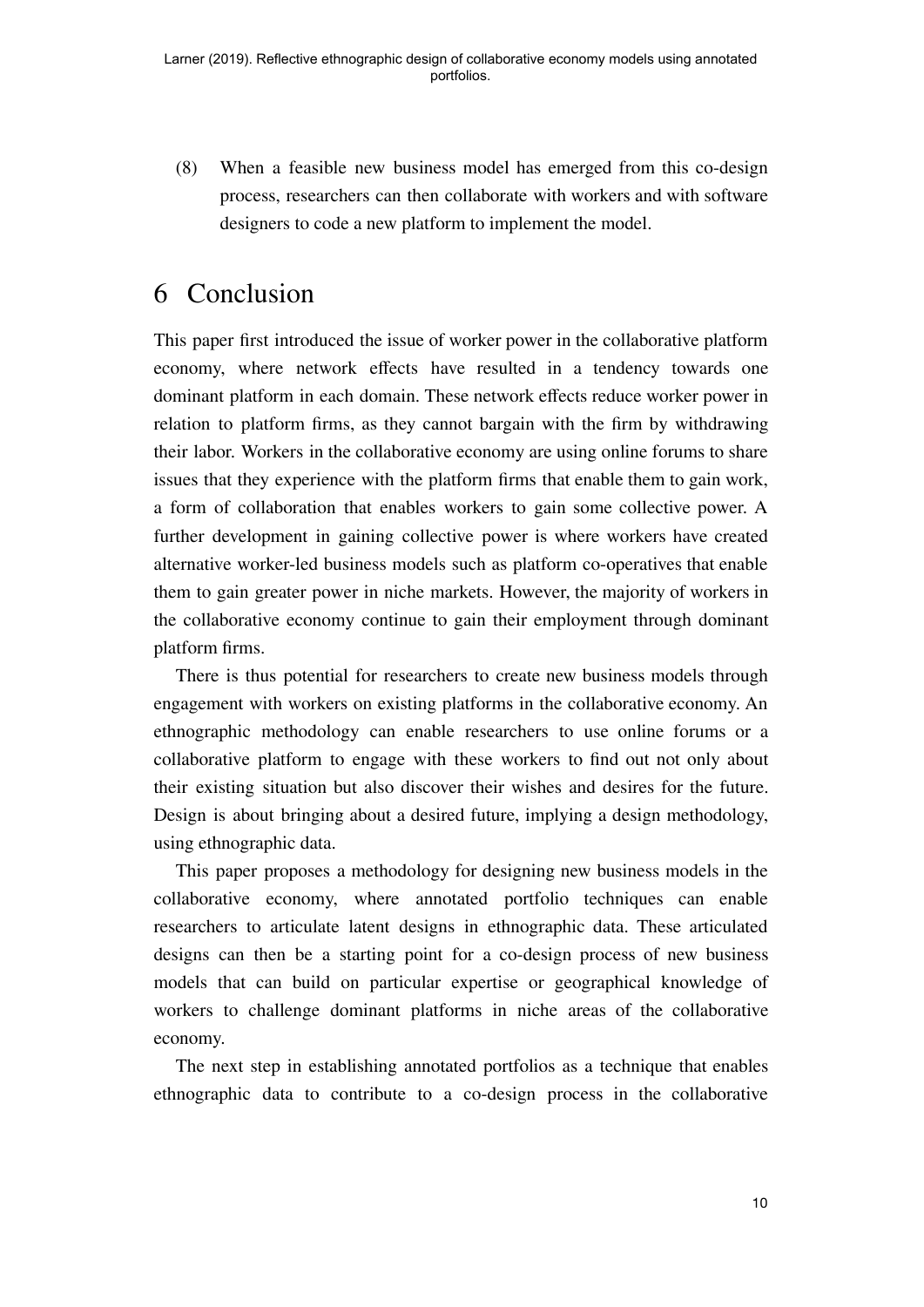(8) When a feasible new business model has emerged from this co-design process, researchers can then collaborate with workers and with software designers to code a new platform to implement the model.

# 6 Conclusion

This paper first introduced the issue of worker power in the collaborative platform economy, where network effects have resulted in a tendency towards one dominant platform in each domain. These network effects reduce worker power in relation to platform firms, as they cannot bargain with the firm by withdrawing their labor. Workers in the collaborative economy are using online forums to share issues that they experience with the platform firms that enable them to gain work, a form of collaboration that enables workers to gain some collective power. A further development in gaining collective power is where workers have created alternative worker-led business models such as platform co-operatives that enable them to gain greater power in niche markets. However, the majority of workers in the collaborative economy continue to gain their employment through dominant platform firms.

There is thus potential for researchers to create new business models through engagement with workers on existing platforms in the collaborative economy. An ethnographic methodology can enable researchers to use online forums or a collaborative platform to engage with these workers to find out not only about their existing situation but also discover their wishes and desires for the future. Design is about bringing about a desired future, implying a design methodology, using ethnographic data.

This paper proposes a methodology for designing new business models in the collaborative economy, where annotated portfolio techniques can enable researchers to articulate latent designs in ethnographic data. These articulated designs can then be a starting point for a co-design process of new business models that can build on particular expertise or geographical knowledge of workers to challenge dominant platforms in niche areas of the collaborative economy.

The next step in establishing annotated portfolios as a technique that enables ethnographic data to contribute to a co-design process in the collaborative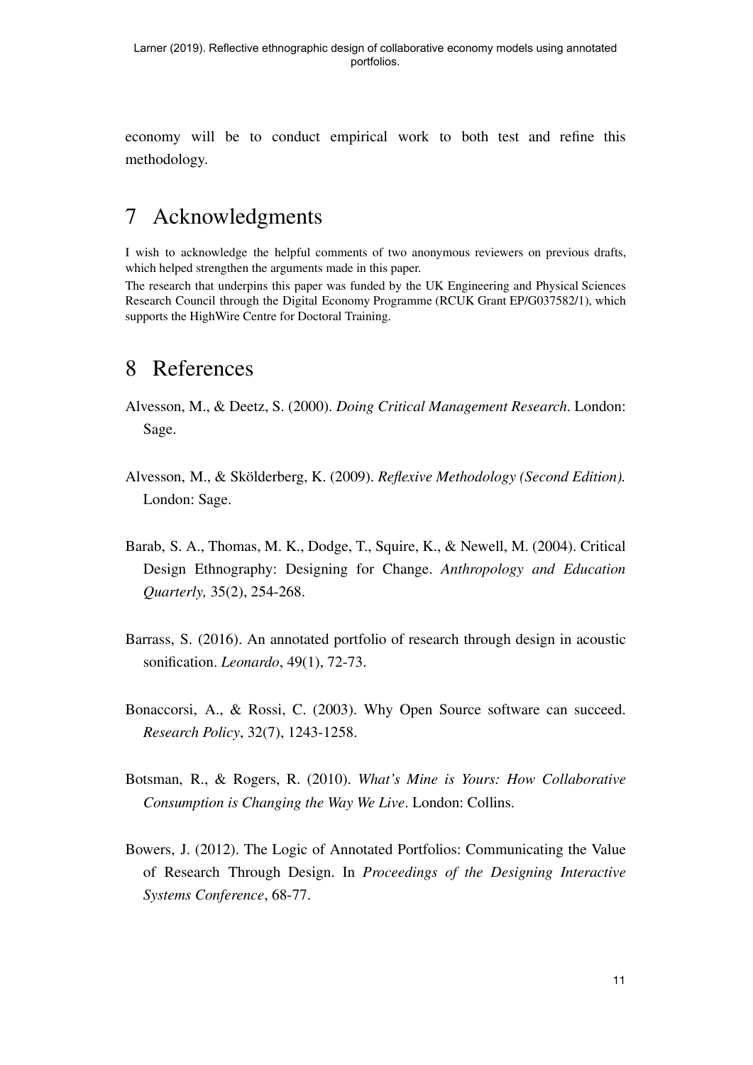economy will be to conduct empirical work to both test and refine this methodology.

# 7 Acknowledgments

I wish to acknowledge the helpful comments of two anonymous reviewers on previous drafts, which helped strengthen the arguments made in this paper.

The research that underpins this paper was funded by the UK Engineering and Physical Sciences Research Council through the Digital Economy Programme (RCUK Grant EP/G037582/1), which supports the HighWire Centre for Doctoral Training.

# 8 References

Alvesson, M., & Deetz, S. (2000). *Doing Critical Management Research*. London: Sage.

Alvesson, M., & Skölderberg, K. (2009). *Reflexive Methodology (Second Edition).* London: Sage.

Barab, S. A., Thomas, M. K., Dodge, T., Squire, K., & Newell, M. (2004). Critical Design Ethnography: Designing for Change. *Anthropology and Education Quarterly,* 35(2), 254-268.

Barrass, S. (2016). An annotated portfolio of research through design in acoustic sonification. *Leonardo*, 49(1), 72-73.

Bonaccorsi, A., & Rossi, C. (2003). Why Open Source software can succeed. *Research Policy*, 32(7), 1243-1258.

Botsman, R., & Rogers, R. (2010). *What's Mine is Yours: How Collaborative Consumption is Changing the Way We Live*. London: Collins.

Bowers, J. (2012). The Logic of Annotated Portfolios: Communicating the Value of Research Through Design. In *Proceedings of the Designing Interactive Systems Conference*, 68-77.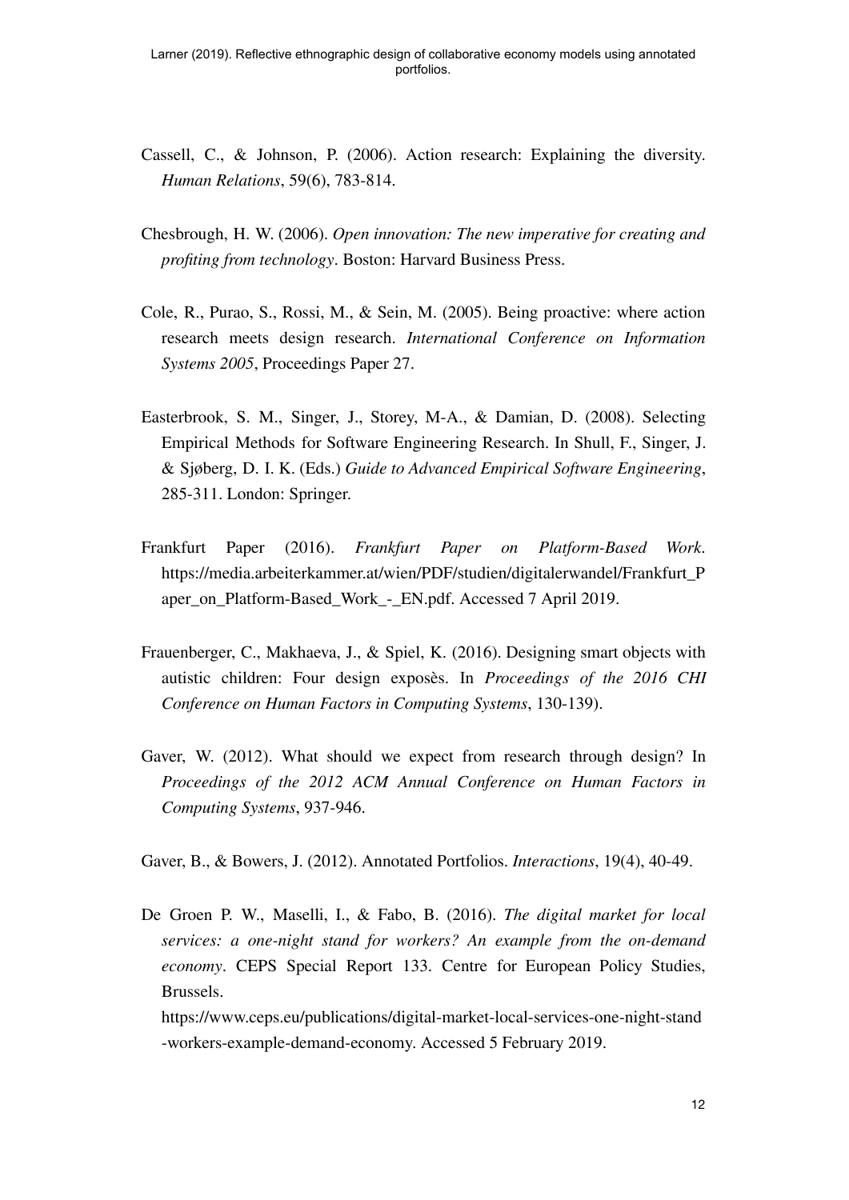Cassell, C., & Johnson, P. (2006). Action research: Explaining the diversity. *Human Relations*, 59(6), 783-814.

Chesbrough, H. W. (2006). *Open innovation: The new imperative for creating and profiting from technology*. Boston: Harvard Business Press.

Cole, R., Purao, S., Rossi, M., & Sein, M. (2005). Being proactive: where action research meets design research. *International Conference on Information Systems 2005*, Proceedings Paper 27.

Easterbrook, S. M., Singer, J., Storey, M-A., & Damian, D. (2008). Selecting Empirical Methods for Software Engineering Research. In Shull, F., Singer, J. & Sjøberg, D. I. K. (Eds.) *Guide to Advanced Empirical Software Engineering*, 285-311. London: Springer.

Frankfurt Paper (2016). *Frankfurt Paper on Platform-Based Work*. https://media.arbeiterkammer.at/wien/PDF/studien/digitalerwandel/Frankfurt_Paper_on_Platform-Based_Work_-_EN.pdf. Accessed 7 April 2019.

Frauenberger, C., Makhaeva, J., & Spiel, K. (2016). Designing smart objects with autistic children: Four design exposès. In *Proceedings of the 2016 CHI Conference on Human Factors in Computing Systems*, 130-139).

Gaver, W. (2012). What should we expect from research through design? In *Proceedings of the 2012 ACM Annual Conference on Human Factors in Computing Systems*, 937-946.

Gaver, B., & Bowers, J. (2012). Annotated Portfolios. *Interactions*, 19(4), 40-49.

De Groen P. W., Maselli, I., & Fabo, B. (2016). *The digital market for local services: a one-night stand for workers? An example from the on-demand economy*. CEPS Special Report 133. Centre for European Policy Studies, Brussels. https://www.ceps.eu/publications/digital-market-local-services-one-night-stand-workers-example-demand-economy. Accessed 5 February 2019.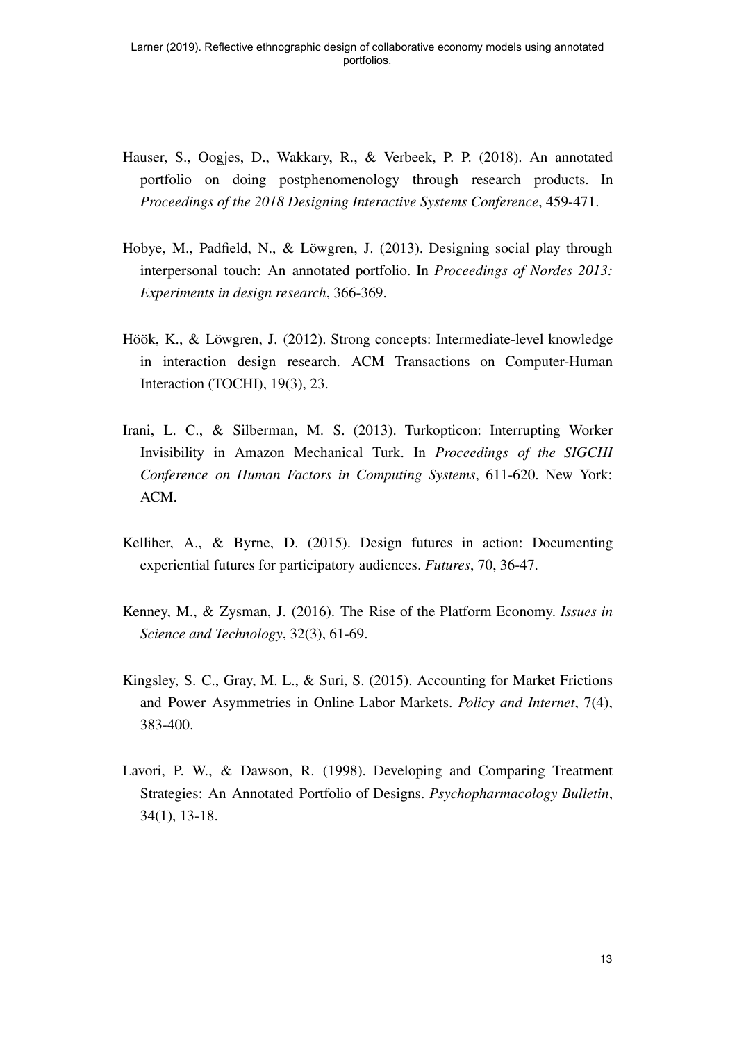Hauser, S., Oogjes, D., Wakkary, R., & Verbeek, P. P. (2018). An annotated portfolio on doing postphenomenology through research products. In *Proceedings of the 2018 Designing Interactive Systems Conference*, 459-471.

Hobye, M., Padfield, N., & Löwgren, J. (2013). Designing social play through interpersonal touch: An annotated portfolio. In *Proceedings of Nordes 2013: Experiments in design research*, 366-369.

Höök, K., & Löwgren, J. (2012). Strong concepts: Intermediate-level knowledge in interaction design research. ACM Transactions on Computer-Human Interaction (TOCHI), 19(3), 23.

Irani, L. C., & Silberman, M. S. (2013). Turkopticon: Interrupting Worker Invisibility in Amazon Mechanical Turk. In *Proceedings of the SIGCHI Conference on Human Factors in Computing Systems*, 611-620. New York: ACM.

Kelliher, A., & Byrne, D. (2015). Design futures in action: Documenting experiential futures for participatory audiences. *Futures*, 70, 36-47.

Kenney, M., & Zysman, J. (2016). The Rise of the Platform Economy. *Issues in Science and Technology*, 32(3), 61-69.

Kingsley, S. C., Gray, M. L., & Suri, S. (2015). Accounting for Market Frictions and Power Asymmetries in Online Labor Markets. *Policy and Internet*, 7(4), 383-400.

Lavori, P. W., & Dawson, R. (1998). Developing and Comparing Treatment Strategies: An Annotated Portfolio of Designs. *Psychopharmacology Bulletin*, 34(1), 13-18.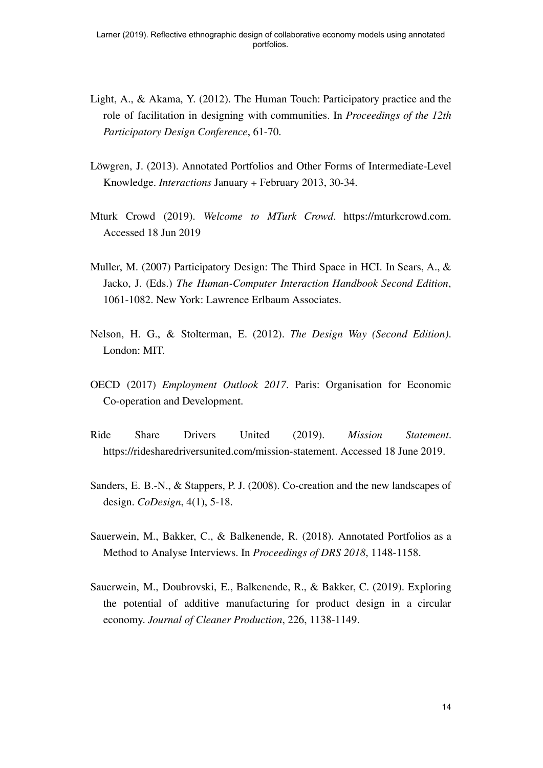Light, A., & Akama, Y. (2012). The Human Touch: Participatory practice and the role of facilitation in designing with communities. In *Proceedings of the 12th Participatory Design Conference*, 61-70.

Löwgren, J. (2013). Annotated Portfolios and Other Forms of Intermediate-Level Knowledge. *Interactions* January + February 2013, 30-34.

Mturk Crowd (2019). *Welcome to MTurk Crowd*. https://mturkcrowd.com. Accessed 18 Jun 2019

Muller, M. (2007) Participatory Design: The Third Space in HCI. In Sears, A., & Jacko, J. (Eds.) *The Human-Computer Interaction Handbook Second Edition*, 1061-1082. New York: Lawrence Erlbaum Associates.

Nelson, H. G., & Stolterman, E. (2012). *The Design Way (Second Edition)*. London: MIT.

OECD (2017) *Employment Outlook 2017*. Paris: Organisation for Economic Co-operation and Development.

Ride Share Drivers United (2019). *Mission Statement*. https://ridesharedriversunited.com/mission-statement. Accessed 18 June 2019.

Sanders, E. B.-N., & Stappers, P. J. (2008). Co-creation and the new landscapes of design. *CoDesign*, 4(1), 5-18.

Sauerwein, M., Bakker, C., & Balkenende, R. (2018). Annotated Portfolios as a Method to Analyse Interviews. In *Proceedings of DRS 2018*, 1148-1158.

Sauerwein, M., Doubrovski, E., Balkenende, R., & Bakker, C. (2019). Exploring the potential of additive manufacturing for product design in a circular economy. *Journal of Cleaner Production*, 226, 1138-1149.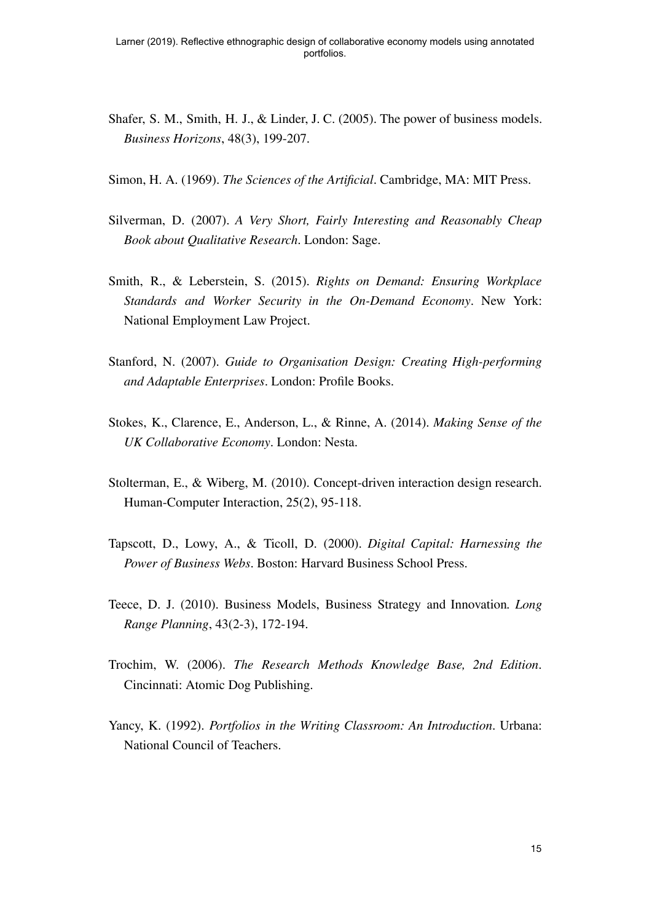Shafer, S. M., Smith, H. J., & Linder, J. C. (2005). The power of business models. *Business Horizons*, 48(3), 199-207.

Simon, H. A. (1969). *The Sciences of the Artificial*. Cambridge, MA: MIT Press.

Silverman, D. (2007). *A Very Short, Fairly Interesting and Reasonably Cheap Book about Qualitative Research*. London: Sage.

Smith, R., & Leberstein, S. (2015). *Rights on Demand: Ensuring Workplace Standards and Worker Security in the On-Demand Economy*. New York: National Employment Law Project.

Stanford, N. (2007). *Guide to Organisation Design: Creating High-performing and Adaptable Enterprises*. London: Profile Books.

Stokes, K., Clarence, E., Anderson, L., & Rinne, A. (2014). *Making Sense of the UK Collaborative Economy*. London: Nesta.

Stolterman, E., & Wiberg, M. (2010). Concept-driven interaction design research. Human-Computer Interaction, 25(2), 95-118.

Tapscott, D., Lowy, A., & Ticoll, D. (2000). *Digital Capital: Harnessing the Power of Business Webs*. Boston: Harvard Business School Press.

Teece, D. J. (2010). Business Models, Business Strategy and Innovation. *Long Range Planning*, 43(2-3), 172-194.

Trochim, W. (2006). *The Research Methods Knowledge Base, 2nd Edition*. Cincinnati: Atomic Dog Publishing.

Yancy, K. (1992). *Portfolios in the Writing Classroom: An Introduction*. Urbana: National Council of Teachers.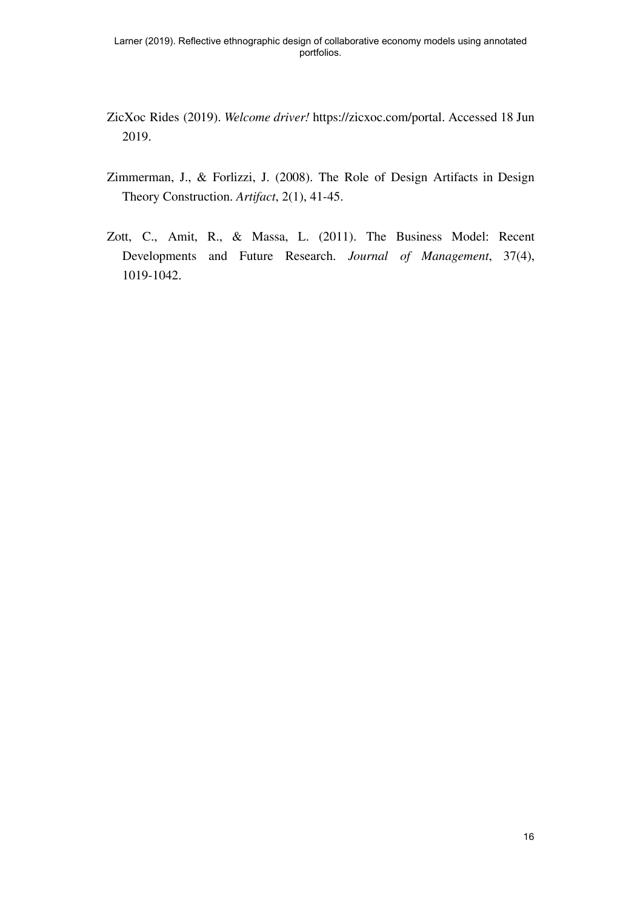ZicXoc Rides (2019). *Welcome driver!* https://zicxoc.com/portal. Accessed 18 Jun 2019.

Zimmerman, J., & Forlizzi, J. (2008). The Role of Design Artifacts in Design Theory Construction. *Artifact*, 2(1), 41-45.

Zott, C., Amit, R., & Massa, L. (2011). The Business Model: Recent Developments and Future Research. *Journal of Management*, 37(4), 1019-1042.